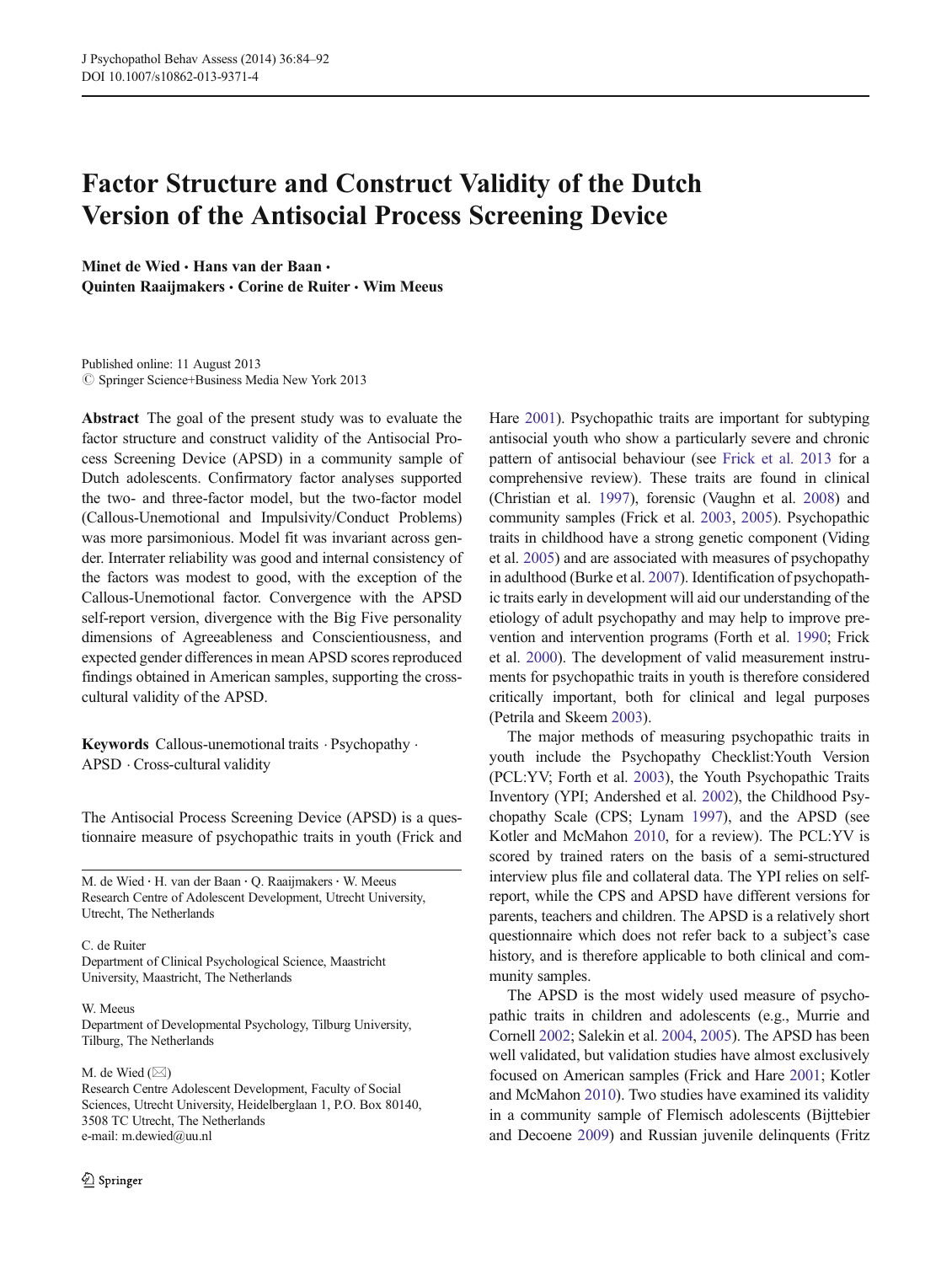# Factor Structure and Construct Validity of the Dutch Version of the Antisocial Process Screening Device

**Minet de Wied · Hans van der Baan · Quinten Raaijmakers · Corine de Ruiter · Wim Meeus**

Published online: 11 August 2013
© Springer Science+Business Media New York 2013

**Abstract** The goal of the present study was to evaluate the factor structure and construct validity of the Antisocial Process Screening Device (APSD) in a community sample of Dutch adolescents. Confirmatory factor analyses supported the two- and three-factor model, but the two-factor model (Callous-Unemotional and Impulsivity/Conduct Problems) was more parsimonious. Model fit was invariant across gender. Interrater reliability was good and internal consistency of the factors was modest to good, with the exception of the Callous-Unemotional factor. Convergence with the APSD self-report version, divergence with the Big Five personality dimensions of Agreeableness and Conscientiousness, and expected gender differences in mean APSD scores reproduced findings obtained in American samples, supporting the cross-cultural validity of the APSD.

**Keywords** Callous-unemotional traits · Psychopathy · APSD · Cross-cultural validity

The Antisocial Process Screening Device (APSD) is a questionnaire measure of psychopathic traits in youth (Frick and Hare 2001). Psychopathic traits are important for subtyping antisocial youth who show a particularly severe and chronic pattern of antisocial behaviour (see Frick et al. 2013 for a comprehensive review). These traits are found in clinical (Christian et al. 1997), forensic (Vaughn et al. 2008) and community samples (Frick et al. 2003, 2005). Psychopathic traits in childhood have a strong genetic component (Viding et al. 2005) and are associated with measures of psychopathy in adulthood (Burke et al. 2007). Identification of psychopathic traits early in development will aid our understanding of the etiology of adult psychopathy and may help to improve prevention and intervention programs (Forth et al. 1990; Frick et al. 2000). The development of valid measurement instruments for psychopathic traits in youth is therefore considered critically important, both for clinical and legal purposes (Petrila and Skeem 2003).

The major methods of measuring psychopathic traits in youth include the Psychopathy Checklist:Youth Version (PCL:YV; Forth et al. 2003), the Youth Psychopathic Traits Inventory (YPI; Andershed et al. 2002), the Childhood Psychopathy Scale (CPS; Lynam 1997), and the APSD (see Kotler and McMahon 2010, for a review). The PCL:YV is scored by trained raters on the basis of a semi-structured interview plus file and collateral data. The YPI relies on self-report, while the CPS and APSD have different versions for parents, teachers and children. The APSD is a relatively short questionnaire which does not refer back to a subject's case history, and is therefore applicable to both clinical and community samples.

The APSD is the most widely used measure of psychopathic traits in children and adolescents (e.g., Murrie and Cornell 2002; Salekin et al. 2004, 2005). The APSD has been well validated, but validation studies have almost exclusively focused on American samples (Frick and Hare 2001; Kotler and McMahon 2010). Two studies have examined its validity in a community sample of Flemisch adolescents (Bijttebier and Decoene 2009) and Russian juvenile delinquents (Fritz

---

M. de Wied · H. van der Baan · Q. Raaijmakers · W. Meeus
Research Centre of Adolescent Development, Utrecht University, Utrecht, The Netherlands

C. de Ruiter
Department of Clinical Psychological Science, Maastricht University, Maastricht, The Netherlands

W. Meeus
Department of Developmental Psychology, Tilburg University, Tilburg, The Netherlands

M. de Wied (✉)
Research Centre Adolescent Development, Faculty of Social Sciences, Utrecht University, Heidelberglaan 1, P.O. Box 80140, 3508 TC Utrecht, The Netherlands
e-mail: m.dewied@uu.nl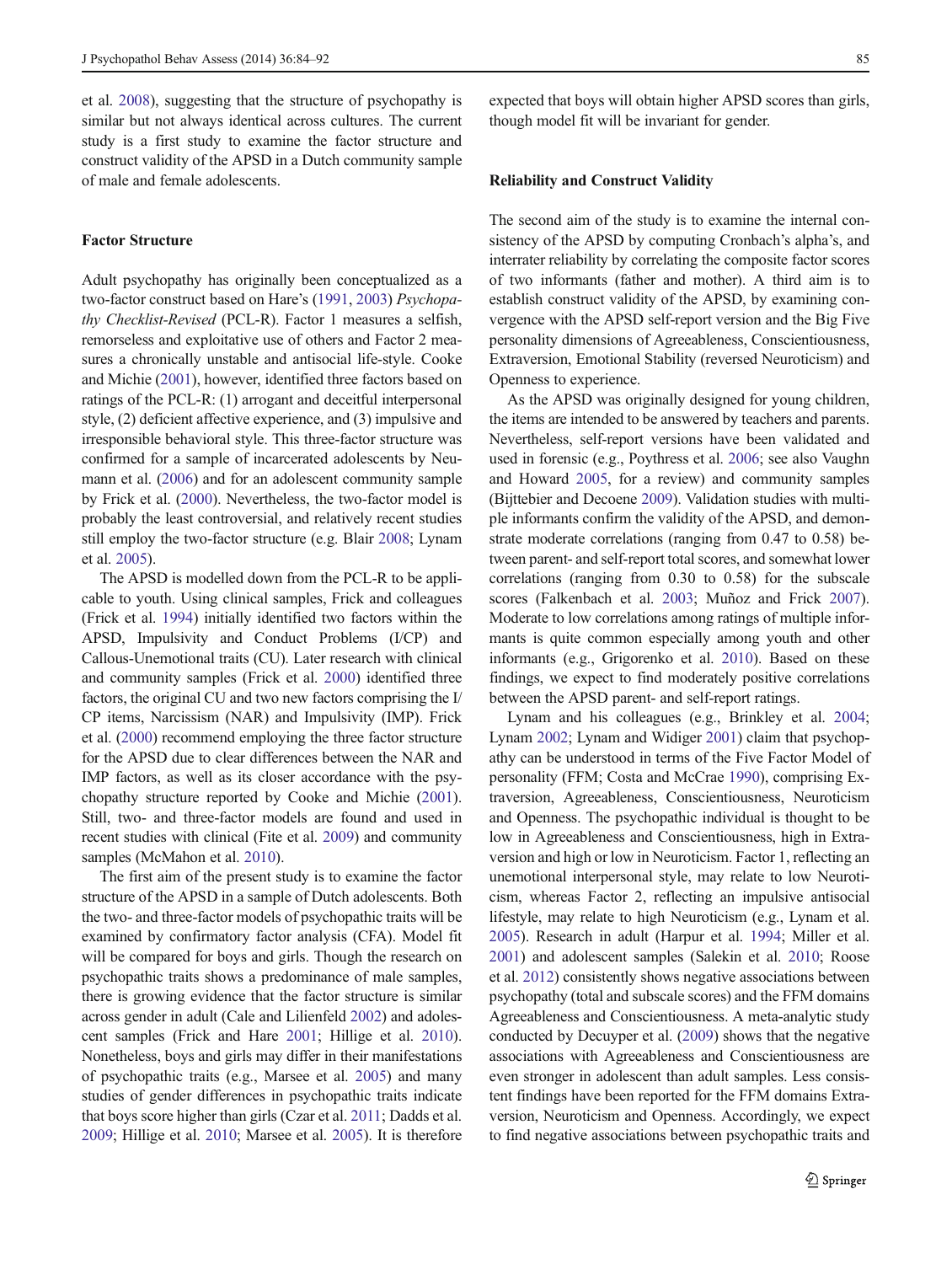et al. 2008), suggesting that the structure of psychopathy is similar but not always identical across cultures. The current study is a first study to examine the factor structure and construct validity of the APSD in a Dutch community sample of male and female adolescents.

### Factor Structure

Adult psychopathy has originally been conceptualized as a two-factor construct based on Hare's (1991, 2003) *Psychopathy Checklist-Revised* (PCL-R). Factor 1 measures a selfish, remorseless and exploitative use of others and Factor 2 measures a chronically unstable and antisocial life-style. Cooke and Michie (2001), however, identified three factors based on ratings of the PCL-R: (1) arrogant and deceitful interpersonal style, (2) deficient affective experience, and (3) impulsive and irresponsible behavioral style. This three-factor structure was confirmed for a sample of incarcerated adolescents by Neumann et al. (2006) and for an adolescent community sample by Frick et al. (2000). Nevertheless, the two-factor model is probably the least controversial, and relatively recent studies still employ the two-factor structure (e.g. Blair 2008; Lynam et al. 2005).

The APSD is modelled down from the PCL-R to be applicable to youth. Using clinical samples, Frick and colleagues (Frick et al. 1994) initially identified two factors within the APSD, Impulsivity and Conduct Problems (I/CP) and Callous-Unemotional traits (CU). Later research with clinical and community samples (Frick et al. 2000) identified three factors, the original CU and two new factors comprising the I/CP items, Narcissism (NAR) and Impulsivity (IMP). Frick et al. (2000) recommend employing the three factor structure for the APSD due to clear differences between the NAR and IMP factors, as well as its closer accordance with the psychopathy structure reported by Cooke and Michie (2001). Still, two- and three-factor models are found and used in recent studies with clinical (Fite et al. 2009) and community samples (McMahon et al. 2010).

The first aim of the present study is to examine the factor structure of the APSD in a sample of Dutch adolescents. Both the two- and three-factor models of psychopathic traits will be examined by confirmatory factor analysis (CFA). Model fit will be compared for boys and girls. Though the research on psychopathic traits shows a predominance of male samples, there is growing evidence that the factor structure is similar across gender in adult (Cale and Lilienfeld 2002) and adolescent samples (Frick and Hare 2001; Hillige et al. 2010). Nonetheless, boys and girls may differ in their manifestations of psychopathic traits (e.g., Marsee et al. 2005) and many studies of gender differences in psychopathic traits indicate that boys score higher than girls (Czar et al. 2011; Dadds et al. 2009; Hillige et al. 2010; Marsee et al. 2005). It is therefore expected that boys will obtain higher APSD scores than girls, though model fit will be invariant for gender.

### Reliability and Construct Validity

The second aim of the study is to examine the internal consistency of the APSD by computing Cronbach's alpha's, and interrater reliability by correlating the composite factor scores of two informants (father and mother). A third aim is to establish construct validity of the APSD, by examining convergence with the APSD self-report version and the Big Five personality dimensions of Agreeableness, Conscientiousness, Extraversion, Emotional Stability (reversed Neuroticism) and Openness to experience.

As the APSD was originally designed for young children, the items are intended to be answered by teachers and parents. Nevertheless, self-report versions have been validated and used in forensic (e.g., Poythress et al. 2006; see also Vaughn and Howard 2005, for a review) and community samples (Bijttebier and Decoene 2009). Validation studies with multiple informants confirm the validity of the APSD, and demonstrate moderate correlations (ranging from 0.47 to 0.58) between parent- and self-report total scores, and somewhat lower correlations (ranging from 0.30 to 0.58) for the subscale scores (Falkenbach et al. 2003; Muñoz and Frick 2007). Moderate to low correlations among ratings of multiple informants is quite common especially among youth and other informants (e.g., Grigorenko et al. 2010). Based on these findings, we expect to find moderately positive correlations between the APSD parent- and self-report ratings.

Lynam and his colleagues (e.g., Brinkley et al. 2004; Lynam 2002; Lynam and Widiger 2001) claim that psychopathy can be understood in terms of the Five Factor Model of personality (FFM; Costa and McCrae 1990), comprising Extraversion, Agreeableness, Conscientiousness, Neuroticism and Openness. The psychopathic individual is thought to be low in Agreeableness and Conscientiousness, high in Extraversion and high or low in Neuroticism. Factor 1, reflecting an unemotional interpersonal style, may relate to low Neuroticism, whereas Factor 2, reflecting an impulsive antisocial lifestyle, may relate to high Neuroticism (e.g., Lynam et al. 2005). Research in adult (Harpur et al. 1994; Miller et al. 2001) and adolescent samples (Salekin et al. 2010; Roose et al. 2012) consistently shows negative associations between psychopathy (total and subscale scores) and the FFM domains Agreeableness and Conscientiousness. A meta-analytic study conducted by Decuyper et al. (2009) shows that the negative associations with Agreeableness and Conscientiousness are even stronger in adolescent than adult samples. Less consistent findings have been reported for the FFM domains Extraversion, Neuroticism and Openness. Accordingly, we expect to find negative associations between psychopathic traits and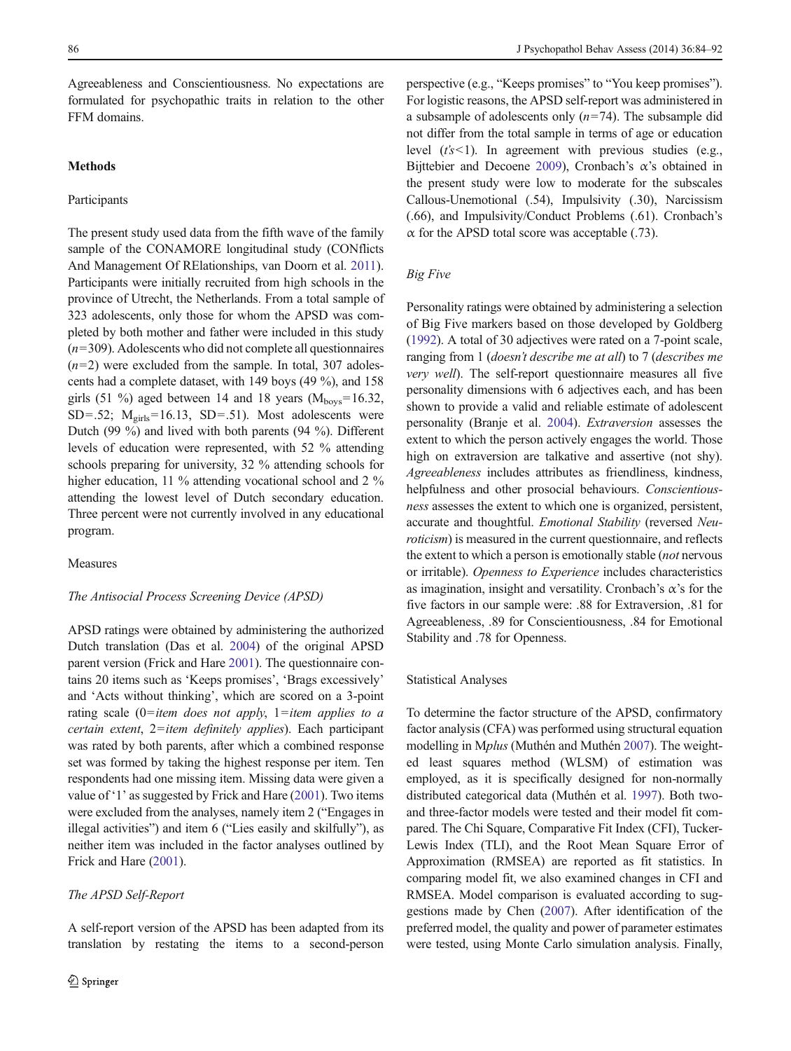Agreeableness and Conscientiousness. No expectations are formulated for psychopathic traits in relation to the other FFM domains.

## Methods

### Participants

The present study used data from the fifth wave of the family sample of the CONAMORE longitudinal study (CONflicts And Management Of RElationships, van Doorn et al. 2011). Participants were initially recruited from high schools in the province of Utrecht, the Netherlands. From a total sample of 323 adolescents, only those for whom the APSD was completed by both mother and father were included in this study ($n=309$). Adolescents who did not complete all questionnaires ($n=2$) were excluded from the sample. In total, 307 adolescents had a complete dataset, with 149 boys (49 %), and 158 girls (51 %) aged between 14 and 18 years ($M_{boys}=16.32$, $SD=.52$; $M_{girls}=16.13$, $SD=.51$). Most adolescents were Dutch (99 %) and lived with both parents (94 %). Different levels of education were represented, with 52 % attending schools preparing for university, 32 % attending schools for higher education, 11 % attending vocational school and 2 % attending the lowest level of Dutch secondary education. Three percent were not currently involved in any educational program.

### Measures

#### *The Antisocial Process Screening Device (APSD)*

APSD ratings were obtained by administering the authorized Dutch translation (Das et al. 2004) of the original APSD parent version (Frick and Hare 2001). The questionnaire contains 20 items such as 'Keeps promises', 'Brags excessively' and 'Acts without thinking', which are scored on a 3-point rating scale (0=*item does not apply*, 1=*item applies to a certain extent*, 2=*item definitely applies*). Each participant was rated by both parents, after which a combined response set was formed by taking the highest response per item. Ten respondents had one missing item. Missing data were given a value of '1' as suggested by Frick and Hare (2001). Two items were excluded from the analyses, namely item 2 ("Engages in illegal activities") and item 6 ("Lies easily and skilfully"), as neither item was included in the factor analyses outlined by Frick and Hare (2001).

#### *The APSD Self-Report*

A self-report version of the APSD has been adapted from its translation by restating the items to a second-person perspective (e.g., "Keeps promises" to "You keep promises"). For logistic reasons, the APSD self-report was administered in a subsample of adolescents only ($n=74$). The subsample did not differ from the total sample in terms of age or education level ($t$'s<1). In agreement with previous studies (e.g., Bijttebier and Decoene 2009), Cronbach's α's obtained in the present study were low to moderate for the subscales Callous-Unemotional (.54), Impulsivity (.30), Narcissism (.66), and Impulsivity/Conduct Problems (.61). Cronbach's α for the APSD total score was acceptable (.73).

#### *Big Five*

Personality ratings were obtained by administering a selection of Big Five markers based on those developed by Goldberg (1992). A total of 30 adjectives were rated on a 7-point scale, ranging from 1 (*doesn't describe me at all*) to 7 (*describes me very well*). The self-report questionnaire measures all five personality dimensions with 6 adjectives each, and has been shown to provide a valid and reliable estimate of adolescent personality (Branje et al. 2004). *Extraversion* assesses the extent to which the person actively engages the world. Those high on extraversion are talkative and assertive (not shy). *Agreeableness* includes attributes as friendliness, kindness, helpfulness and other prosocial behaviours. *Conscientiousness* assesses the extent to which one is organized, persistent, accurate and thoughtful. *Emotional Stability* (reversed *Neuroticism*) is measured in the current questionnaire, and reflects the extent to which a person is emotionally stable (*not* nervous or irritable). *Openness to Experience* includes characteristics as imagination, insight and versatility. Cronbach's α's for the five factors in our sample were: .88 for Extraversion, .81 for Agreeableness, .89 for Conscientiousness, .84 for Emotional Stability and .78 for Openness.

### Statistical Analyses

To determine the factor structure of the APSD, confirmatory factor analysis (CFA) was performed using structural equation modelling in M*plus* (Muthén and Muthén 2007). The weighted least squares method (WLSM) of estimation was employed, as it is specifically designed for non-normally distributed categorical data (Muthén et al. 1997). Both two- and three-factor models were tested and their model fit compared. The Chi Square, Comparative Fit Index (CFI), Tucker-Lewis Index (TLI), and the Root Mean Square Error of Approximation (RMSEA) are reported as fit statistics. In comparing model fit, we also examined changes in CFI and RMSEA. Model comparison is evaluated according to suggestions made by Chen (2007). After identification of the preferred model, the quality and power of parameter estimates were tested, using Monte Carlo simulation analysis. Finally,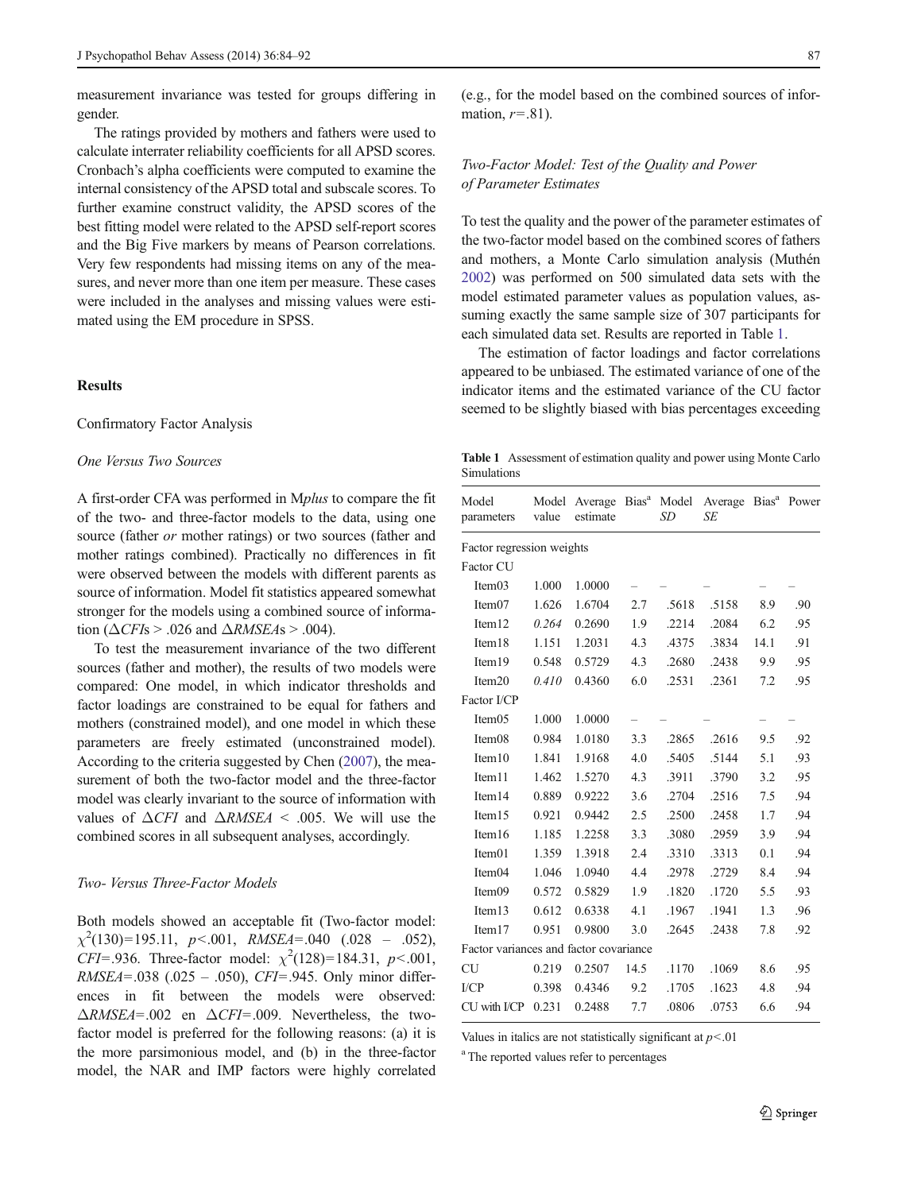measurement invariance was tested for groups differing in gender.

The ratings provided by mothers and fathers were used to calculate interrater reliability coefficients for all APSD scores. Cronbach's alpha coefficients were computed to examine the internal consistency of the APSD total and subscale scores. To further examine construct validity, the APSD scores of the best fitting model were related to the APSD self-report scores and the Big Five markers by means of Pearson correlations. Very few respondents had missing items on any of the measures, and never more than one item per measure. These cases were included in the analyses and missing values were estimated using the EM procedure in SPSS.

## Results

### Confirmatory Factor Analysis

#### *One Versus Two Sources*

A first-order CFA was performed in M*plus* to compare the fit of the two- and three-factor models to the data, using one source (father *or* mother ratings) or two sources (father and mother ratings combined). Practically no differences in fit were observed between the models with different parents as source of information. Model fit statistics appeared somewhat stronger for the models using a combined source of information ($\Delta CFI$s > .026 and $\Delta RMSEA$s > .004).

To test the measurement invariance of the two different sources (father and mother), the results of two models were compared: One model, in which indicator thresholds and factor loadings are constrained to be equal for fathers and mothers (constrained model), and one model in which these parameters are freely estimated (unconstrained model). According to the criteria suggested by Chen (2007), the measurement of both the two-factor model and the three-factor model was clearly invariant to the source of information with values of $\Delta CFI$ and $\Delta RMSEA$ < .005. We will use the combined scores in all subsequent analyses, accordingly.

#### *Two- Versus Three-Factor Models*

Both models showed an acceptable fit (Two-factor model: $\chi^2(130)=195.11$, $p<.001$, $RMSEA=.040$ (.028 – .052), $CFI=.936$. Three-factor model: $\chi^2(128)=184.31$, $p<.001$, $RMSEA=.038$ (.025 – .050), $CFI=.945$. Only minor differences in fit between the models were observed: $\Delta RMSEA=.002$ en $\Delta CFI=.009$. Nevertheless, the two-factor model is preferred for the following reasons: (a) it is the more parsimonious model, and (b) in the three-factor model, the NAR and IMP factors were highly correlated (e.g., for the model based on the combined sources of information, $r=.81$).

#### *Two-Factor Model: Test of the Quality and Power of Parameter Estimates*

To test the quality and the power of the parameter estimates of the two-factor model based on the combined scores of fathers and mothers, a Monte Carlo simulation analysis (Muthén 2002) was performed on 500 simulated data sets with the model estimated parameter values as population values, assuming exactly the same sample size of 307 participants for each simulated data set. Results are reported in Table 1.

The estimation of factor loadings and factor correlations appeared to be unbiased. The estimated variance of one of the indicator items and the estimated variance of the CU factor seemed to be slightly biased with bias percentages exceeding

**Table 1** Assessment of estimation quality and power using Monte Carlo Simulations

| Model parameters | Model value | Average estimate | Bias[a] | Model *SD* | Average *SE* | Bias[a] | Power |
|---|---|---|---|---|---|---|---|
| Factor regression weights | | | | | | | |
| Factor CU | | | | | | | |
| Item03 | 1.000 | 1.0000 | – | – | – | – | – |
| Item07 | 1.626 | 1.6704 | 2.7 | .5618 | .5158 | 8.9 | .90 |
| Item12 | *0.264* | 0.2690 | 1.9 | .2214 | .2084 | 6.2 | .95 |
| Item18 | 1.151 | 1.2031 | 4.3 | .4375 | .3834 | 14.1 | .91 |
| Item19 | 0.548 | 0.5729 | 4.3 | .2680 | .2438 | 9.9 | .95 |
| Item20 | *0.410* | 0.4360 | 6.0 | .2531 | .2361 | 7.2 | .95 |
| Factor I/CP | | | | | | | |
| Item05 | 1.000 | 1.0000 | – | – | – | – | – |
| Item08 | 0.984 | 1.0180 | 3.3 | .2865 | .2616 | 9.5 | .92 |
| Item10 | 1.841 | 1.9168 | 4.0 | .5405 | .5144 | 5.1 | .93 |
| Item11 | 1.462 | 1.5270 | 4.3 | .3911 | .3790 | 3.2 | .95 |
| Item14 | 0.889 | 0.9222 | 3.6 | .2704 | .2516 | 7.5 | .94 |
| Item15 | 0.921 | 0.9442 | 2.5 | .2500 | .2458 | 1.7 | .94 |
| Item16 | 1.185 | 1.2258 | 3.3 | .3080 | .2959 | 3.9 | .94 |
| Item01 | 1.359 | 1.3918 | 2.4 | .3310 | .3313 | 0.1 | .94 |
| Item04 | 1.046 | 1.0940 | 4.4 | .2978 | .2729 | 8.4 | .94 |
| Item09 | 0.572 | 0.5829 | 1.9 | .1820 | .1720 | 5.5 | .93 |
| Item13 | 0.612 | 0.6338 | 4.1 | .1967 | .1941 | 1.3 | .96 |
| Item17 | 0.951 | 0.9800 | 3.0 | .2645 | .2438 | 7.8 | .92 |
| Factor variances and factor covariance | | | | | | | |
| CU | 0.219 | 0.2507 | 14.5 | .1170 | .1069 | 8.6 | .95 |
| I/CP | 0.398 | 0.4346 | 9.2 | .1705 | .1623 | 4.8 | .94 |
| CU with I/CP | 0.231 | 0.2488 | 7.7 | .0806 | .0753 | 6.6 | .94 |

Values in italics are not statistically significant at $p<.01$

[a] The reported values refer to percentages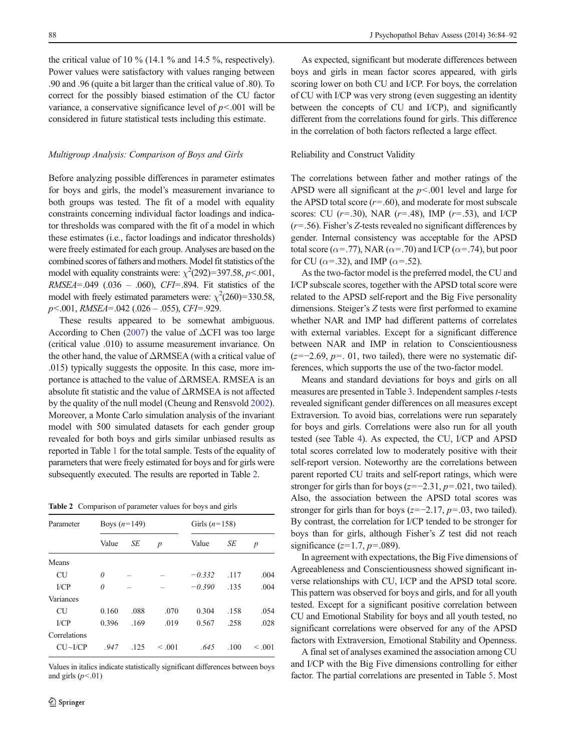the critical value of 10 % (14.1 % and 14.5 %, respectively). Power values were satisfactory with values ranging between .90 and .96 (quite a bit larger than the critical value of .80). To correct for the possibly biased estimation of the CU factor variance, a conservative significance level of $p<.001$ will be considered in future statistical tests including this estimate.

### Multigroup Analysis: Comparison of Boys and Girls

Before analyzing possible differences in parameter estimates for boys and girls, the model's measurement invariance to both groups was tested. The fit of a model with equality constraints concerning individual factor loadings and indicator thresholds was compared with the fit of a model in which these estimates (i.e., factor loadings and indicator thresholds) were freely estimated for each group. Analyses are based on the combined scores of fathers and mothers. Model fit statistics of the model with equality constraints were: $\chi^2(292)=397.58$, $p<.001$, $RMSEA=.049$ (.036 – .060), $CFI=.894$. Fit statistics of the model with freely estimated parameters were: $\chi^2(260)=330.58$, $p<.001$, $RMSEA=.042$ (.026 – .055), $CFI=.929$.

These results appeared to be somewhat ambiguous. According to Chen (2007) the value of $\Delta$CFI was too large (critical value .010) to assume measurement invariance. On the other hand, the value of $\Delta$RMSEA (with a critical value of .015) typically suggests the opposite. In this case, more importance is attached to the value of $\Delta$RMSEA. RMSEA is an absolute fit statistic and the value of $\Delta$RMSEA is not affected by the quality of the null model (Cheung and Rensvold 2002). Moreover, a Monte Carlo simulation analysis of the invariant model with 500 simulated datasets for each gender group revealed for both boys and girls similar unbiased results as reported in Table 1 for the total sample. Tests of the equality of parameters that were freely estimated for boys and for girls were subsequently executed. The results are reported in Table 2.

**Table 2** Comparison of parameter values for boys and girls

| Parameter | Boys ($n$=149) | | | Girls ($n$=158) | | |
|---|---|---|---|---|---|---|
| | Value | *SE* | *p* | Value | *SE* | *p* |
| Means | | | | | | |
| CU | *0* | – | – | *−0.332* | .117 | .004 |
| I/CP | *0* | – | – | *−0.390* | .135 | .004 |
| Variances | | | | | | |
| CU | 0.160 | .088 | .070 | 0.304 | .158 | .054 |
| I/CP | 0.396 | .169 | .019 | 0.567 | .258 | .028 |
| Correlations | | | | | | |
| CU~I/CP | *.947* | .125 | < .001 | *.645* | .100 | < .001 |

Values in italics indicate statistically significant differences between boys and girls ($p<.01$)

As expected, significant but moderate differences between boys and girls in mean factor scores appeared, with girls scoring lower on both CU and I/CP. For boys, the correlation of CU with I/CP was very strong (even suggesting an identity between the concepts of CU and I/CP), and significantly different from the correlations found for girls. This difference in the correlation of both factors reflected a large effect.

### Reliability and Construct Validity

The correlations between father and mother ratings of the APSD were all significant at the $p<.001$ level and large for the APSD total score ($r=.60$), and moderate for most subscale scores: CU ($r=.30$), NAR ($r=.48$), IMP ($r=.53$), and I/CP ($r=.56$). Fisher's $Z$-tests revealed no significant differences by gender. Internal consistency was acceptable for the APSD total score ($\alpha=.77$), NAR ($\alpha=.70$) and I/CP ($\alpha=.74$), but poor for CU ($\alpha=.32$), and IMP ($\alpha=.52$).

As the two-factor model is the preferred model, the CU and I/CP subscale scores, together with the APSD total score were related to the APSD self-report and the Big Five personality dimensions. Steiger's $Z$ tests were first performed to examine whether NAR and IMP had different patterns of correlates with external variables. Except for a significant difference between NAR and IMP in relation to Conscientiousness ($z=-2.69$, $p=.01$, two tailed), there were no systematic differences, which supports the use of the two-factor model.

Means and standard deviations for boys and girls on all measures are presented in Table 3. Independent samples $t$-tests revealed significant gender differences on all measures except Extraversion. To avoid bias, correlations were run separately for boys and girls. Correlations were also run for all youth tested (see Table 4). As expected, the CU, I/CP and APSD total scores correlated low to moderately positive with their self-report version. Noteworthy are the correlations between parent reported CU traits and self-report ratings, which were stronger for girls than for boys ($z=-2.31$, $p=.021$, two tailed). Also, the association between the APSD total scores was stronger for girls than for boys ($z=-2.17$, $p=.03$, two tailed). By contrast, the correlation for I/CP tended to be stronger for boys than for girls, although Fisher's $Z$ test did not reach significance ($z=1.7$, $p=.089$).

In agreement with expectations, the Big Five dimensions of Agreeableness and Conscientiousness showed significant inverse relationships with CU, I/CP and the APSD total score. This pattern was observed for boys and girls, and for all youth tested. Except for a significant positive correlation between CU and Emotional Stability for boys and all youth tested, no significant correlations were observed for any of the APSD factors with Extraversion, Emotional Stability and Openness.

A final set of analyses examined the association among CU and I/CP with the Big Five dimensions controlling for either factor. The partial correlations are presented in Table 5. Most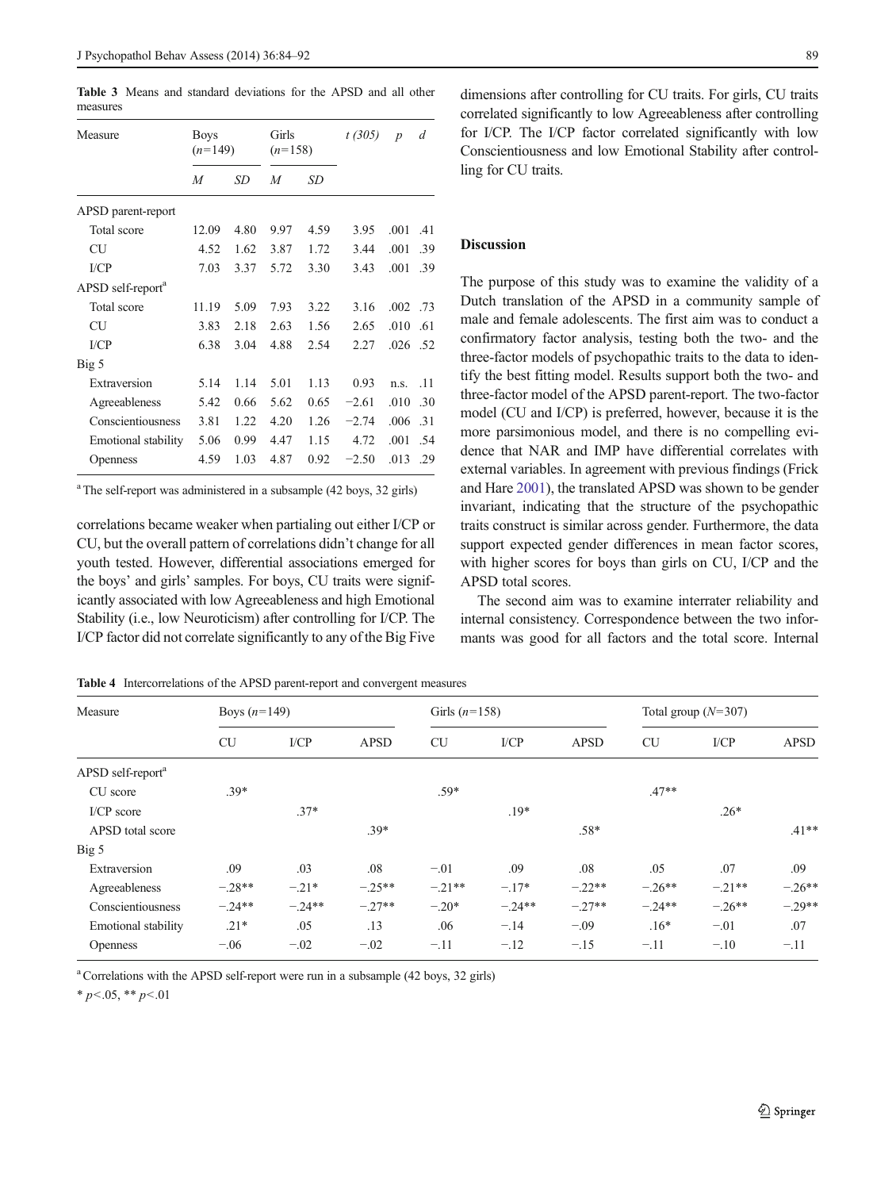**Table 3** Means and standard deviations for the APSD and all other measures

| Measure | Boys ($n$=149) | | Girls ($n$=158) | | $t$ (305) | $p$ | $d$ |
|---|---|---|---|---|---|---|---|
| | $M$ | $SD$ | $M$ | $SD$ | | | |
| APSD parent-report | | | | | | | |
| Total score | 12.09 | 4.80 | 9.97 | 4.59 | 3.95 | .001 | .41 |
| CU | 4.52 | 1.62 | 3.87 | 1.72 | 3.44 | .001 | .39 |
| I/CP | 7.03 | 3.37 | 5.72 | 3.30 | 3.43 | .001 | .39 |
| APSD self-report[a] | | | | | | | |
| Total score | 11.19 | 5.09 | 7.93 | 3.22 | 3.16 | .002 | .73 |
| CU | 3.83 | 2.18 | 2.63 | 1.56 | 2.65 | .010 | .61 |
| I/CP | 6.38 | 3.04 | 4.88 | 2.54 | 2.27 | .026 | .52 |
| Big 5 | | | | | | | |
| Extraversion | 5.14 | 1.14 | 5.01 | 1.13 | 0.93 | n.s. | .11 |
| Agreeableness | 5.42 | 0.66 | 5.62 | 0.65 | −2.61 | .010 | .30 |
| Conscientiousness | 3.81 | 1.22 | 4.20 | 1.26 | −2.74 | .006 | .31 |
| Emotional stability | 5.06 | 0.99 | 4.47 | 1.15 | 4.72 | .001 | .54 |
| Openness | 4.59 | 1.03 | 4.87 | 0.92 | −2.50 | .013 | .29 |

[a] The self-report was administered in a subsample (42 boys, 32 girls)

correlations became weaker when partialing out either I/CP or CU, but the overall pattern of correlations didn't change for all youth tested. However, differential associations emerged for the boys' and girls' samples. For boys, CU traits were significantly associated with low Agreeableness and high Emotional Stability (i.e., low Neuroticism) after controlling for I/CP. The I/CP factor did not correlate significantly to any of the Big Five dimensions after controlling for CU traits. For girls, CU traits correlated significantly to low Agreeableness after controlling for I/CP. The I/CP factor correlated significantly with low Conscientiousness and low Emotional Stability after controlling for CU traits.

## Discussion

The purpose of this study was to examine the validity of a Dutch translation of the APSD in a community sample of male and female adolescents. The first aim was to conduct a confirmatory factor analysis, testing both the two- and the three-factor models of psychopathic traits to the data to identify the best fitting model. Results support both the two- and three-factor model of the APSD parent-report. The two-factor model (CU and I/CP) is preferred, however, because it is the more parsimonious model, and there is no compelling evidence that NAR and IMP have differential correlates with external variables. In agreement with previous findings (Frick and Hare 2001), the translated APSD was shown to be gender invariant, indicating that the structure of the psychopathic traits construct is similar across gender. Furthermore, the data support expected gender differences in mean factor scores, with higher scores for boys than girls on CU, I/CP and the APSD total scores.

The second aim was to examine interrater reliability and internal consistency. Correspondence between the two informants was good for all factors and the total score. Internal

**Table 4** Intercorrelations of the APSD parent-report and convergent measures

| Measure | Boys ($n$=149) | | | Girls ($n$=158) | | | Total group ($N$=307) | | |
|---|---|---|---|---|---|---|---|---|---|
| | CU | I/CP | APSD | CU | I/CP | APSD | CU | I/CP | APSD |
| APSD self-report[a] | | | | | | | | | |
| CU score | .39* | | | .59* | | | .47** | | |
| I/CP score | | .37* | | | .19* | | | .26* | |
| APSD total score | | | .39* | | | .58* | | | .41** |
| Big 5 | | | | | | | | | |
| Extraversion | .09 | .03 | .08 | −.01 | .09 | .08 | .05 | .07 | .09 |
| Agreeableness | −.28** | −.21* | −.25** | −.21** | −.17* | −.22** | −.26** | −.21** | −.26** |
| Conscientiousness | −.24** | −.24** | −.27** | −.20* | −.24** | −.27** | −.24** | −.26** | −.29** |
| Emotional stability | .21* | .05 | .13 | .06 | −.14 | −.09 | .16* | −.01 | .07 |
| Openness | −.06 | −.02 | −.02 | −.11 | −.12 | −.15 | −.11 | −.10 | −.11 |

[a] Correlations with the APSD self-report were run in a subsample (42 boys, 32 girls)

* $p$<.05, ** $p$<.01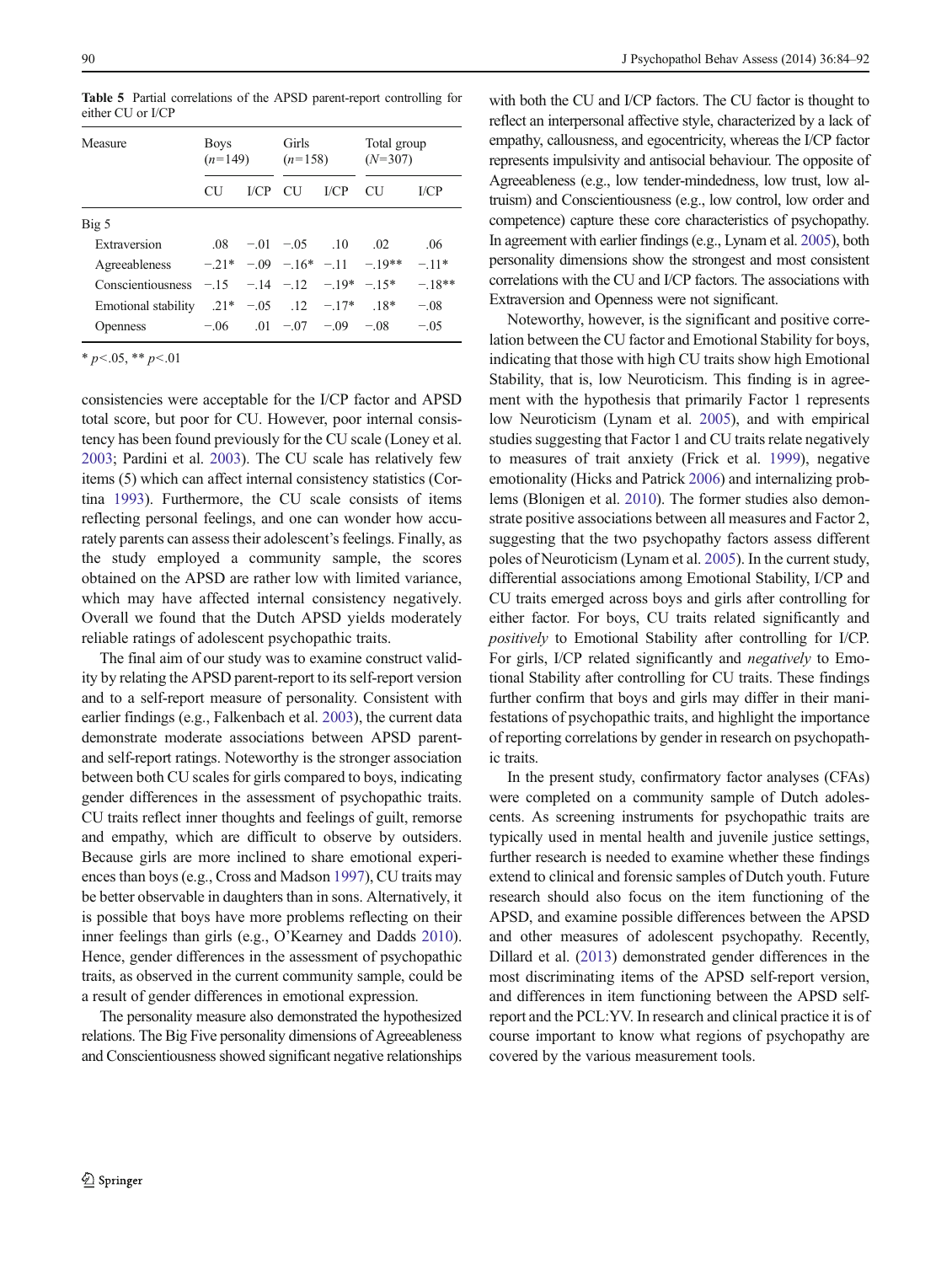**Table 5** Partial correlations of the APSD parent-report controlling for either CU or I/CP

| Measure | Boys ($n$=149) | | Girls ($n$=158) | | Total group ($N$=307) | |
|---|---|---|---|---|---|---|
| | CU | I/CP | CU | I/CP | CU | I/CP |
| Big 5 | | | | | | |
| Extraversion | .08 | −.01 | −.05 | .10 | .02 | .06 |
| Agreeableness | −.21* | −.09 | −.16* | −.11 | −.19** | −.11* |
| Conscientiousness | −.15 | −.14 | −.12 | −.19* | −.15* | −.18** |
| Emotional stability | .21* | −.05 | .12 | −.17* | .18* | −.08 |
| Openness | −.06 | .01 | −.07 | −.09 | −.08 | −.05 |

* $p<.05$, ** $p<.01$

consistencies were acceptable for the I/CP factor and APSD total score, but poor for CU. However, poor internal consistency has been found previously for the CU scale (Loney et al. 2003; Pardini et al. 2003). The CU scale has relatively few items (5) which can affect internal consistency statistics (Cortina 1993). Furthermore, the CU scale consists of items reflecting personal feelings, and one can wonder how accurately parents can assess their adolescent's feelings. Finally, as the study employed a community sample, the scores obtained on the APSD are rather low with limited variance, which may have affected internal consistency negatively. Overall we found that the Dutch APSD yields moderately reliable ratings of adolescent psychopathic traits.

The final aim of our study was to examine construct validity by relating the APSD parent-report to its self-report version and to a self-report measure of personality. Consistent with earlier findings (e.g., Falkenbach et al. 2003), the current data demonstrate moderate associations between APSD parent- and self-report ratings. Noteworthy is the stronger association between both CU scales for girls compared to boys, indicating gender differences in the assessment of psychopathic traits. CU traits reflect inner thoughts and feelings of guilt, remorse and empathy, which are difficult to observe by outsiders. Because girls are more inclined to share emotional experiences than boys (e.g., Cross and Madson 1997), CU traits may be better observable in daughters than in sons. Alternatively, it is possible that boys have more problems reflecting on their inner feelings than girls (e.g., O'Kearney and Dadds 2010). Hence, gender differences in the assessment of psychopathic traits, as observed in the current community sample, could be a result of gender differences in emotional expression.

The personality measure also demonstrated the hypothesized relations. The Big Five personality dimensions of Agreeableness and Conscientiousness showed significant negative relationships with both the CU and I/CP factors. The CU factor is thought to reflect an interpersonal affective style, characterized by a lack of empathy, callousness, and egocentricity, whereas the I/CP factor represents impulsivity and antisocial behaviour. The opposite of Agreeableness (e.g., low tender-mindedness, low trust, low altruism) and Conscientiousness (e.g., low control, low order and competence) capture these core characteristics of psychopathy. In agreement with earlier findings (e.g., Lynam et al. 2005), both personality dimensions show the strongest and most consistent correlations with the CU and I/CP factors. The associations with Extraversion and Openness were not significant.

Noteworthy, however, is the significant and positive correlation between the CU factor and Emotional Stability for boys, indicating that those with high CU traits show high Emotional Stability, that is, low Neuroticism. This finding is in agreement with the hypothesis that primarily Factor 1 represents low Neuroticism (Lynam et al. 2005), and with empirical studies suggesting that Factor 1 and CU traits relate negatively to measures of trait anxiety (Frick et al. 1999), negative emotionality (Hicks and Patrick 2006) and internalizing problems (Blonigen et al. 2010). The former studies also demonstrate positive associations between all measures and Factor 2, suggesting that the two psychopathy factors assess different poles of Neuroticism (Lynam et al. 2005). In the current study, differential associations among Emotional Stability, I/CP and CU traits emerged across boys and girls after controlling for either factor. For boys, CU traits related significantly and *positively* to Emotional Stability after controlling for I/CP. For girls, I/CP related significantly and *negatively* to Emotional Stability after controlling for CU traits. These findings further confirm that boys and girls may differ in their manifestations of psychopathic traits, and highlight the importance of reporting correlations by gender in research on psychopathic traits.

In the present study, confirmatory factor analyses (CFAs) were completed on a community sample of Dutch adolescents. As screening instruments for psychopathic traits are typically used in mental health and juvenile justice settings, further research is needed to examine whether these findings extend to clinical and forensic samples of Dutch youth. Future research should also focus on the item functioning of the APSD, and examine possible differences between the APSD and other measures of adolescent psychopathy. Recently, Dillard et al. (2013) demonstrated gender differences in the most discriminating items of the APSD self-report version, and differences in item functioning between the APSD self-report and the PCL:YV. In research and clinical practice it is of course important to know what regions of psychopathy are covered by the various measurement tools.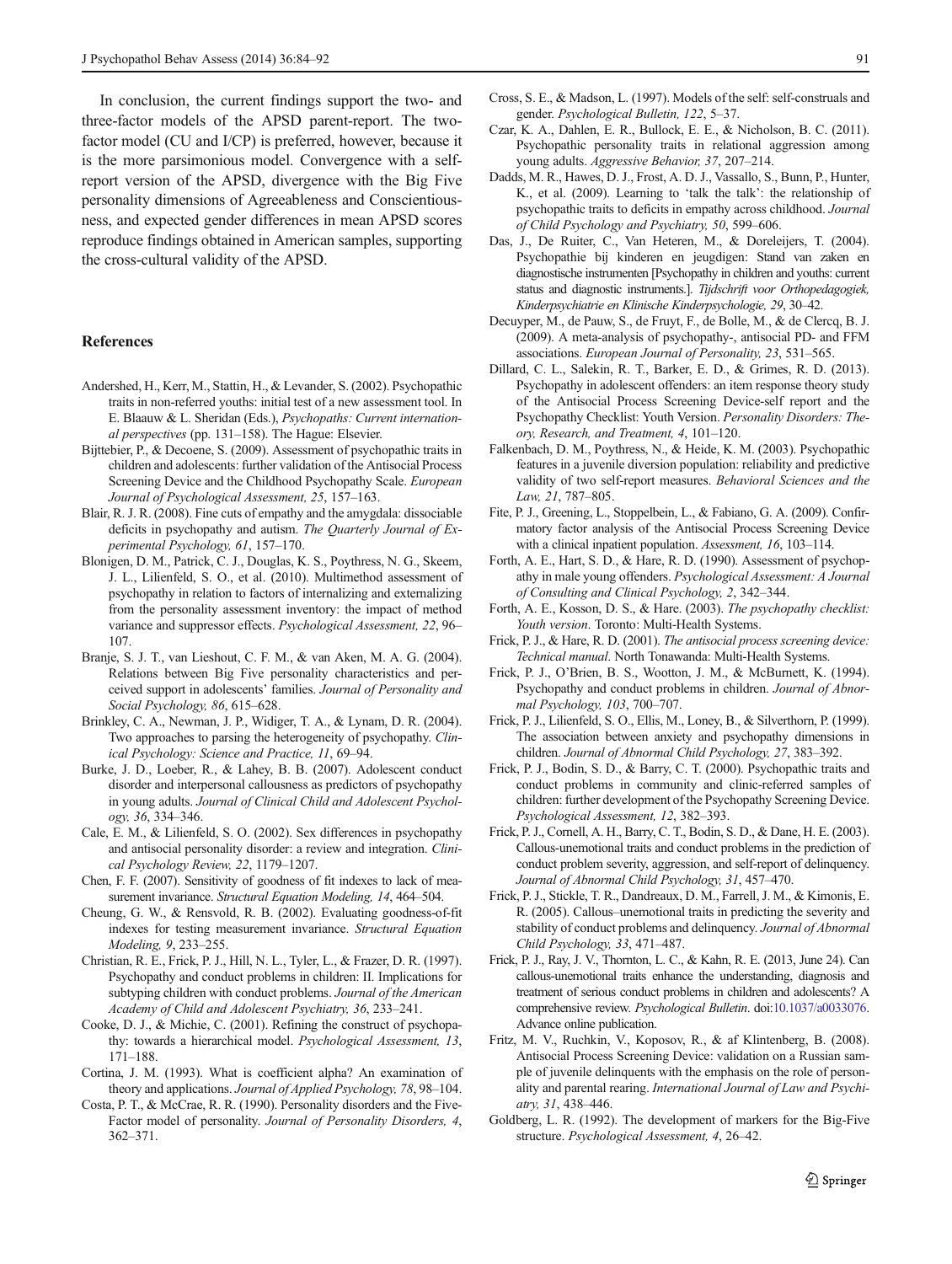In conclusion, the current findings support the two- and three-factor models of the APSD parent-report. The two-factor model (CU and I/CP) is preferred, however, because it is the more parsimonious model. Convergence with a self-report version of the APSD, divergence with the Big Five personality dimensions of Agreeableness and Conscientiousness, and expected gender differences in mean APSD scores reproduce findings obtained in American samples, supporting the cross-cultural validity of the APSD.

## References

Andershed, H., Kerr, M., Stattin, H., & Levander, S. (2002). Psychopathic traits in non-referred youths: initial test of a new assessment tool. In E. Blaauw & L. Sheridan (Eds.), *Psychopaths: Current international perspectives* (pp. 131–158). The Hague: Elsevier.

Bijttebier, P., & Decoene, S. (2009). Assessment of psychopathic traits in children and adolescents: further validation of the Antisocial Process Screening Device and the Childhood Psychopathy Scale. *European Journal of Psychological Assessment, 25*, 157–163.

Blair, R. J. R. (2008). Fine cuts of empathy and the amygdala: dissociable deficits in psychopathy and autism. *The Quarterly Journal of Experimental Psychology, 61*, 157–170.

Blonigen, D. M., Patrick, C. J., Douglas, K. S., Poythress, N. G., Skeem, J. L., Lilienfeld, S. O., et al. (2010). Multimethod assessment of psychopathy in relation to factors of internalizing and externalizing from the personality assessment inventory: the impact of method variance and suppressor effects. *Psychological Assessment, 22*, 96–107.

Branje, S. J. T., van Lieshout, C. F. M., & van Aken, M. A. G. (2004). Relations between Big Five personality characteristics and perceived support in adolescents' families. *Journal of Personality and Social Psychology, 86*, 615–628.

Brinkley, C. A., Newman, J. P., Widiger, T. A., & Lynam, D. R. (2004). Two approaches to parsing the heterogeneity of psychopathy. *Clinical Psychology: Science and Practice, 11*, 69–94.

Burke, J. D., Loeber, R., & Lahey, B. B. (2007). Adolescent conduct disorder and interpersonal callousness as predictors of psychopathy in young adults. *Journal of Clinical Child and Adolescent Psychology, 36*, 334–346.

Cale, E. M., & Lilienfeld, S. O. (2002). Sex differences in psychopathy and antisocial personality disorder: a review and integration. *Clinical Psychology Review, 22*, 1179–1207.

Chen, F. F. (2007). Sensitivity of goodness of fit indexes to lack of measurement invariance. *Structural Equation Modeling, 14*, 464–504.

Cheung, G. W., & Rensvold, R. B. (2002). Evaluating goodness-of-fit indexes for testing measurement invariance. *Structural Equation Modeling, 9*, 233–255.

Christian, R. E., Frick, P. J., Hill, N. L., Tyler, L., & Frazer, D. R. (1997). Psychopathy and conduct problems in children: II. Implications for subtyping children with conduct problems. *Journal of the American Academy of Child and Adolescent Psychiatry, 36*, 233–241.

Cooke, D. J., & Michie, C. (2001). Refining the construct of psychopathy: towards a hierarchical model. *Psychological Assessment, 13*, 171–188.

Cortina, J. M. (1993). What is coefficient alpha? An examination of theory and applications. *Journal of Applied Psychology, 78*, 98–104.

Costa, P. T., & McCrae, R. R. (1990). Personality disorders and the Five-Factor model of personality. *Journal of Personality Disorders, 4*, 362–371.

Cross, S. E., & Madson, L. (1997). Models of the self: self-construals and gender. *Psychological Bulletin, 122*, 5–37.

Czar, K. A., Dahlen, E. R., Bullock, E. E., & Nicholson, B. C. (2011). Psychopathic personality traits in relational aggression among young adults. *Aggressive Behavior, 37*, 207–214.

Dadds, M. R., Hawes, D. J., Frost, A. D. J., Vassallo, S., Bunn, P., Hunter, K., et al. (2009). Learning to 'talk the talk': the relationship of psychopathic traits to deficits in empathy across childhood. *Journal of Child Psychology and Psychiatry, 50*, 599–606.

Das, J., De Ruiter, C., Van Heteren, M., & Doreleijers, T. (2004). Psychopathie bij kinderen en jeugdigen: Stand van zaken en diagnostische instrumenten [Psychopathy in children and youths: current status and diagnostic instruments.]. *Tijdschrift voor Orthopedagogiek, Kinderpsychiatrie en Klinische Kinderpsychologie, 29*, 30–42.

Decuyper, M., de Pauw, S., de Fruyt, F., de Bolle, M., & de Clercq, B. J. (2009). A meta-analysis of psychopathy-, antisocial PD- and FFM associations. *European Journal of Personality, 23*, 531–565.

Dillard, C. L., Salekin, R. T., Barker, E. D., & Grimes, R. D. (2013). Psychopathy in adolescent offenders: an item response theory study of the Antisocial Process Screening Device-self report and the Psychopathy Checklist: Youth Version. *Personality Disorders: Theory, Research, and Treatment, 4*, 101–120.

Falkenbach, D. M., Poythress, N., & Heide, K. M. (2003). Psychopathic features in a juvenile diversion population: reliability and predictive validity of two self-report measures. *Behavioral Sciences and the Law, 21*, 787–805.

Fite, P. J., Greening, L., Stoppelbein, L., & Fabiano, G. A. (2009). Confirmatory factor analysis of the Antisocial Process Screening Device with a clinical inpatient population. *Assessment, 16*, 103–114.

Forth, A. E., Hart, S. D., & Hare, R. D. (1990). Assessment of psychopathy in male young offenders. *Psychological Assessment: A Journal of Consulting and Clinical Psychology, 2*, 342–344.

Forth, A. E., Kosson, D. S., & Hare. (2003). *The psychopathy checklist: Youth version*. Toronto: Multi-Health Systems.

Frick, P. J., & Hare, R. D. (2001). *The antisocial process screening device: Technical manual*. North Tonawanda: Multi-Health Systems.

Frick, P. J., O'Brien, B. S., Wootton, J. M., & McBurnett, K. (1994). Psychopathy and conduct problems in children. *Journal of Abnormal Psychology, 103*, 700–707.

Frick, P. J., Lilienfeld, S. O., Ellis, M., Loney, B., & Silverthorn, P. (1999). The association between anxiety and psychopathy dimensions in children. *Journal of Abnormal Child Psychology, 27*, 383–392.

Frick, P. J., Bodin, S. D., & Barry, C. T. (2000). Psychopathic traits and conduct problems in community and clinic-referred samples of children: further development of the Psychopathy Screening Device. *Psychological Assessment, 12*, 382–393.

Frick, P. J., Cornell, A. H., Barry, C. T., Bodin, S. D., & Dane, H. E. (2003). Callous-unemotional traits and conduct problems in the prediction of conduct problem severity, aggression, and self-report of delinquency. *Journal of Abnormal Child Psychology, 31*, 457–470.

Frick, P. J., Stickle, T. R., Dandreaux, D. M., Farrell, J. M., & Kimonis, E. R. (2005). Callous–unemotional traits in predicting the severity and stability of conduct problems and delinquency. *Journal of Abnormal Child Psychology, 33*, 471–487.

Frick, P. J., Ray, J. V., Thornton, L. C., & Kahn, R. E. (2013, June 24). Can callous-unemotional traits enhance the understanding, diagnosis and treatment of serious conduct problems in children and adolescents? A comprehensive review. *Psychological Bulletin*. doi:10.1037/a0033076. Advance online publication.

Fritz, M. V., Ruchkin, V., Koposov, R., & af Klintenberg, B. (2008). Antisocial Process Screening Device: validation on a Russian sample of juvenile delinquents with the emphasis on the role of personality and parental rearing. *International Journal of Law and Psychiatry, 31*, 438–446.

Goldberg, L. R. (1992). The development of markers for the Big-Five structure. *Psychological Assessment, 4*, 26–42.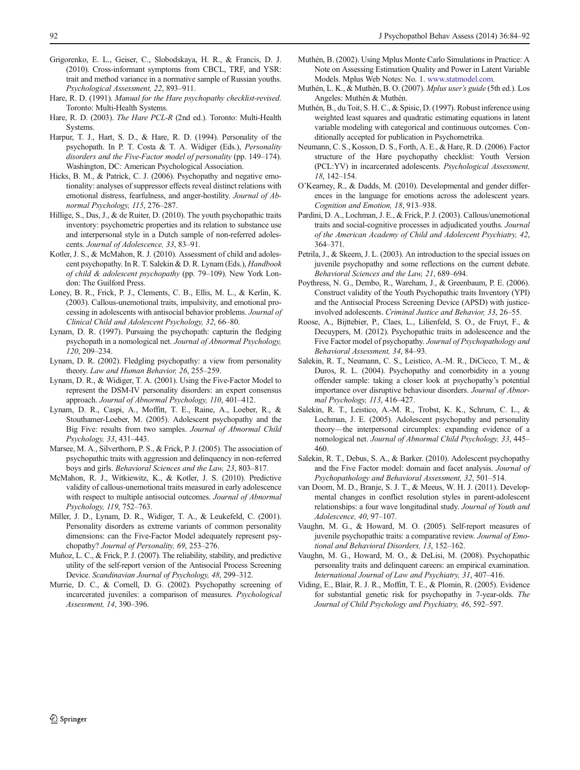Grigorenko, E. L., Geiser, C., Slobodskaya, H. R., & Francis, D. J. (2010). Cross-informant symptoms from CBCL, TRF, and YSR: trait and method variance in a normative sample of Russian youths. *Psychological Assessment, 22*, 893–911.

Hare, R. D. (1991). *Manual for the Hare psychopathy checklist-revised*. Toronto: Multi-Health Systems.

Hare, R. D. (2003). *The Hare PCL-R* (2nd ed.). Toronto: Multi-Health Systems.

Harpur, T. J., Hart, S. D., & Hare, R. D. (1994). Personality of the psychopath. In P. T. Costa & T. A. Widiger (Eds.), *Personality disorders and the Five-Factor model of personality* (pp. 149–174). Washington, DC: American Psychological Association.

Hicks, B. M., & Patrick, C. J. (2006). Psychopathy and negative emotionality: analyses of suppressor effects reveal distinct relations with emotional distress, fearfulness, and anger-hostility. *Journal of Abnormal Psychology, 115*, 276–287.

Hillige, S., Das, J., & de Ruiter, D. (2010). The youth psychopathic traits inventory: psychometric properties and its relation to substance use and interpersonal style in a Dutch sample of non-referred adolescents. *Journal of Adolescence, 33*, 83–91.

Kotler, J. S., & McMahon, R. J. (2010). Assessment of child and adolescent psychopathy. In R. T. Salekin & D. R. Lynam (Eds.), *Handbook of child & adolescent psychopathy* (pp. 79–109). New York London: The Guilford Press.

Loney, B. R., Frick, P. J., Clements, C. B., Ellis, M. L., & Kerlin, K. (2003). Callous-unemotional traits, impulsivity, and emotional processing in adolescents with antisocial behavior problems. *Journal of Clinical Child and Adolescent Psychology, 32*, 66–80.

Lynam, D. R. (1997). Pursuing the psychopath: capturin the fledging psychopath in a nomological net. *Journal of Abnormal Psychology, 120*, 209–234.

Lynam, D. R. (2002). Fledgling psychopathy: a view from personality theory. *Law and Human Behavior, 26*, 255–259.

Lynam, D. R., & Widiger, T. A. (2001). Using the Five-Factor Model to represent the DSM-IV personality disorders: an expert consensus approach. *Journal of Abnormal Psychology, 110*, 401–412.

Lynam, D. R., Caspi, A., Moffitt, T. E., Raine, A., Loeber, R., & Stouthamer-Loeber, M. (2005). Adolescent psychopathy and the Big Five: results from two samples. *Journal of Abnormal Child Psychology, 33*, 431–443.

Marsee, M. A., Silverthorn, P. S., & Frick, P. J. (2005). The association of psychopathic traits with aggression and delinquency in non-referred boys and girls. *Behavioral Sciences and the Law, 23*, 803–817.

McMahon, R. J., Witkiewitz, K., & Kotler, J. S. (2010). Predictive validity of callous-unemotional traits measured in early adolescence with respect to multiple antisocial outcomes. *Journal of Abnormal Psychology, 119*, 752–763.

Miller, J. D., Lynam, D. R., Widiger, T. A., & Leukefeld, C. (2001). Personality disorders as extreme variants of common personality dimensions: can the Five-Factor Model adequately represent psychopathy? *Journal of Personality, 69*, 253–276.

Muñoz, L. C., & Frick, P. J. (2007). The reliability, stability, and predictive utility of the self-report version of the Antisocial Process Screening Device. *Scandinavian Journal of Psychology, 48*, 299–312.

Murrie, D. C., & Cornell, D. G. (2002). Psychopathy screening of incarcerated juveniles: a comparison of measures. *Psychological Assessment, 14*, 390–396.

Muthén, B. (2002). Using Mplus Monte Carlo Simulations in Practice: A Note on Assessing Estimation Quality and Power in Latent Variable Models. Mplus Web Notes: No. 1. www.statmodel.com.

Muthén, L. K., & Muthén, B. O. (2007). *Mplus user's guide* (5th ed.). Los Angeles: Muthén & Muthén.

Muthén, B., du Toit, S. H. C., & Spisic, D. (1997). Robust inference using weighted least squares and quadratic estimating equations in latent variable modeling with categorical and continuous outcomes. Conditionally accepted for publication in Psychometrika.

Neumann, C. S., Kosson, D. S., Forth, A. E., & Hare, R. D. (2006). Factor structure of the Hare psychopathy checklist: Youth Version (PCL:YV) in incarcerated adolescents. *Psychological Assessment, 18*, 142–154.

O'Kearney, R., & Dadds, M. (2010). Developmental and gender differences in the language for emotions across the adolescent years. *Cognition and Emotion, 18*, 913–938.

Pardini, D. A., Lochman, J. E., & Frick, P. J. (2003). Callous/unemotional traits and social-cognitive processes in adjudicated youths. *Journal of the American Academy of Child and Adolescent Psychiatry, 42*, 364–371.

Petrila, J., & Skeem, J. L. (2003). An introduction to the special issues on juvenile psychopathy and some reflections on the current debate. *Behavioral Sciences and the Law, 21*, 689–694.

Poythress, N. G., Dembo, R., Wareham, J., & Greenbaum, P. E. (2006). Construct validity of the Youth Psychopathic traits Inventory (YPI) and the Antisocial Process Screening Device (APSD) with justice-involved adolescents. *Criminal Justice and Behavior, 33*, 26–55.

Roose, A., Bijttebier, P., Claes, L., Lilienfeld, S. O., de Fruyt, F., & Decuypers, M. (2012). Psychopathic traits in adolescence and the Five Factor model of psychopathy. *Journal of Psychopathology and Behavioral Assessment, 34*, 84–93.

Salekin, R. T., Neumann, C. S., Leistico, A.-M. R., DiCicco, T. M., & Duros, R. L. (2004). Psychopathy and comorbidity in a young offender sample: taking a closer look at psychopathy's potential importance over disruptive behaviour disorders. *Journal of Abnormal Psychology, 113*, 416–427.

Salekin, R. T., Leistico, A.-M. R., Trobst, K. K., Schrum, C. L., & Lochman, J. E. (2005). Adolescent psychopathy and personality theory—the interpersonal circumplex: expanding evidence of a nomological net. *Journal of Abnormal Child Psychology, 33*, 445–460.

Salekin, R. T., Debus, S. A., & Barker. (2010). Adolescent psychopathy and the Five Factor model: domain and facet analysis. *Journal of Psychopathology and Behavioral Assessment, 32*, 501–514.

van Doorn, M. D., Branje, S. J. T., & Meeus, W. H. J. (2011). Developmental changes in conflict resolution styles in parent-adolescent relationships: a four wave longitudinal study. *Journal of Youth and Adolescence, 40*, 97–107.

Vaughn, M. G., & Howard, M. O. (2005). Self-report measures of juvenile psychopathic traits: a comparative review. *Journal of Emotional and Behavioral Disorders, 13*, 152–162.

Vaughn, M. G., Howard, M. O., & DeLisi, M. (2008). Psychopathic personality traits and delinquent careers: an empirical examination. *International Journal of Law and Psychiatry, 31*, 407–416.

Viding, E., Blair, R. J. R., Moffitt, T. E., & Plomin, R. (2005). Evidence for substantial genetic risk for psychopathy in 7-year-olds. *The Journal of Child Psychology and Psychiatry, 46*, 592–597.